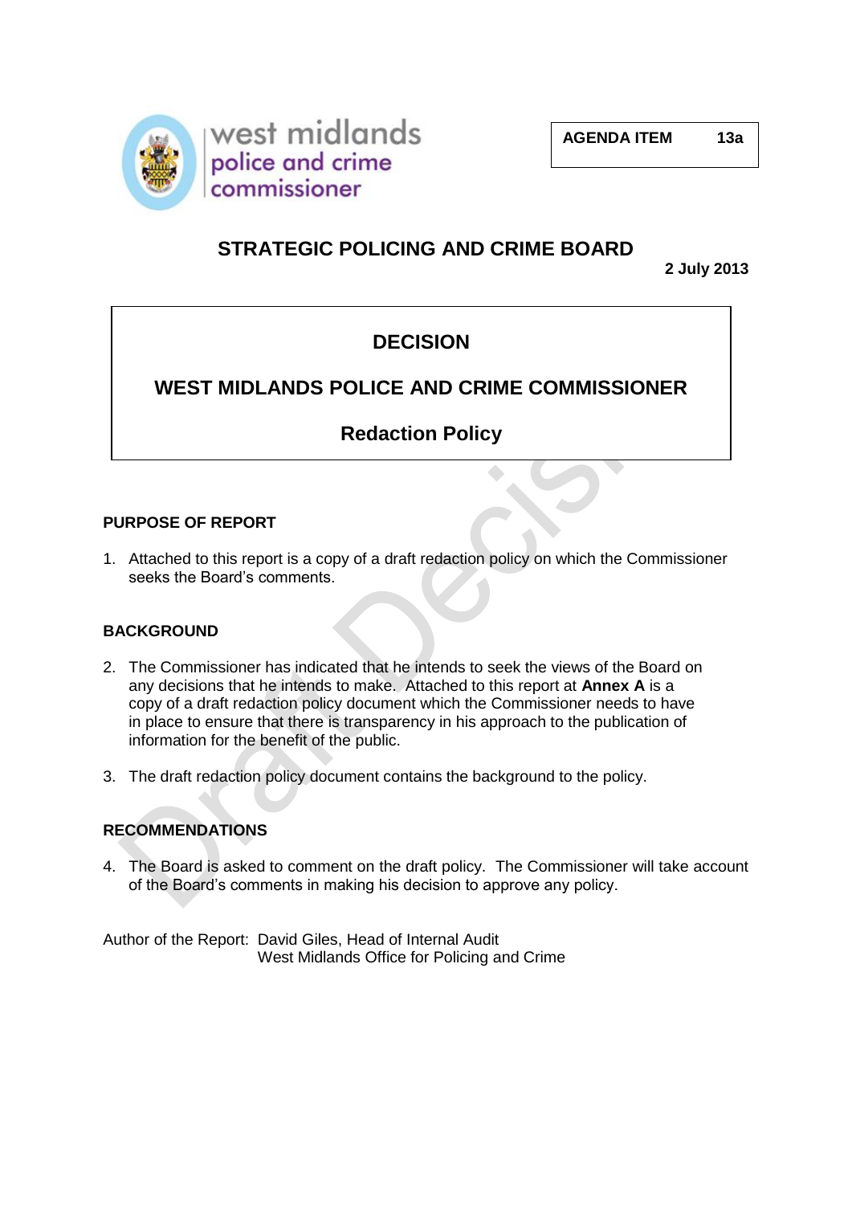west midlands police and crime commissioner

**AGENDA ITEM 13a**

# STRATEGIC POLICING AND CRIME BOARD

**2 July 2013**

## DECISION

## WEST MIDLANDS POLICE AND CRIME COMMISSIONER

## Redaction Policy

### PURPOSE OF REPORT

1. Attached to this report is a copy of a draft redaction policy on which the Commissioner seeks the Board's comments.

### BACKGROUND

2. The Commissioner has indicated that he intends to seek the views of the Board on any decisions that he intends to make. Attached to this report at **Annex A** is a copy of a draft redaction policy document which the Commissioner needs to have in place to ensure that there is transparency in his approach to the publication of information for the benefit of the public.

3. The draft redaction policy document contains the background to the policy.

### RECOMMENDATIONS

4. The Board is asked to comment on the draft policy. The Commissioner will take account of the Board's comments in making his decision to approve any policy.

Author of the Report: David Giles, Head of Internal Audit
West Midlands Office for Policing and Crime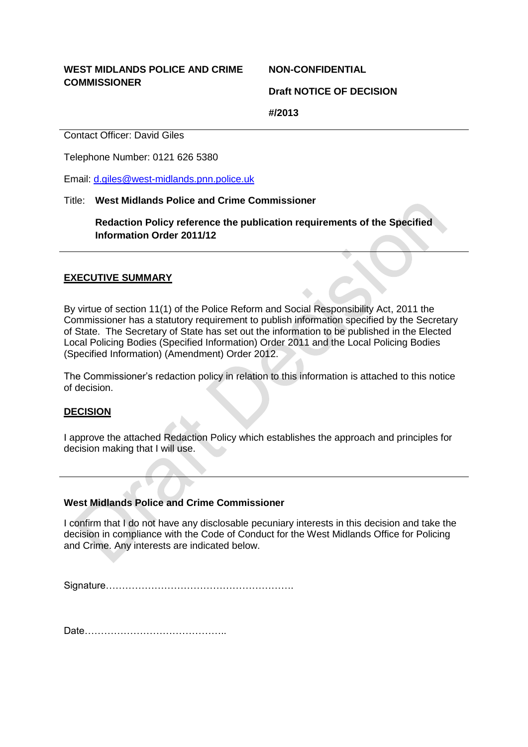**WEST MIDLANDS POLICE AND CRIME COMMISSIONER**

**NON-CONFIDENTIAL**

**Draft NOTICE OF DECISION**

**#/2013**

---

Contact Officer: David Giles

Telephone Number: 0121 626 5380

Email: d.giles@west-midlands.pnn.police.uk

Title: **West Midlands Police and Crime Commissioner**

**Redaction Policy reference the publication requirements of the Specified Information Order 2011/12**

---

## EXECUTIVE SUMMARY

By virtue of section 11(1) of the Police Reform and Social Responsibility Act, 2011 the Commissioner has a statutory requirement to publish information specified by the Secretary of State. The Secretary of State has set out the information to be published in the Elected Local Policing Bodies (Specified Information) Order 2011 and the Local Policing Bodies (Specified Information) (Amendment) Order 2012.

The Commissioner's redaction policy in relation to this information is attached to this notice of decision.

## DECISION

I approve the attached Redaction Policy which establishes the approach and principles for decision making that I will use.

---

**West Midlands Police and Crime Commissioner**

I confirm that I do not have any disclosable pecuniary interests in this decision and take the decision in compliance with the Code of Conduct for the West Midlands Office for Policing and Crime. Any interests are indicated below.

Signature………………………………………………….

Date……………………………………..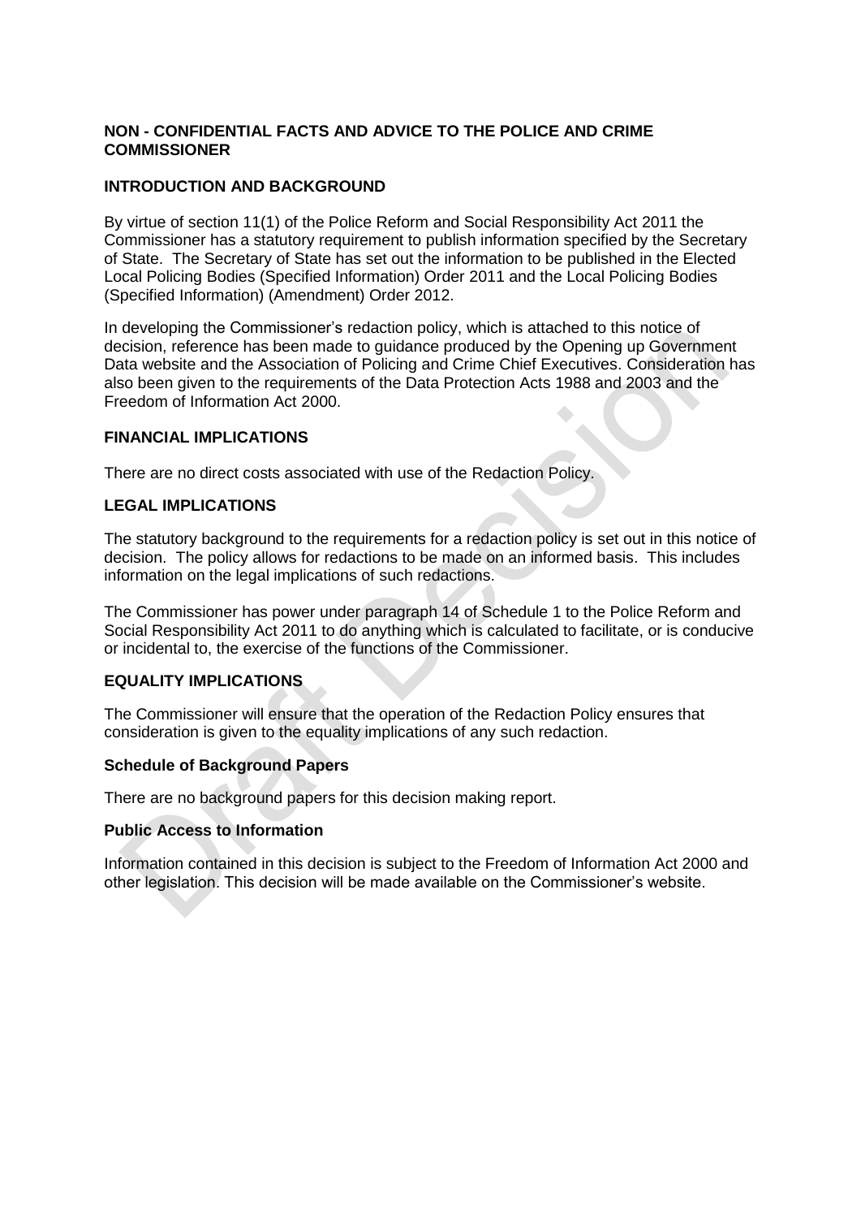**NON - CONFIDENTIAL FACTS AND ADVICE TO THE POLICE AND CRIME COMMISSIONER**

**INTRODUCTION AND BACKGROUND**

By virtue of section 11(1) of the Police Reform and Social Responsibility Act 2011 the Commissioner has a statutory requirement to publish information specified by the Secretary of State. The Secretary of State has set out the information to be published in the Elected Local Policing Bodies (Specified Information) Order 2011 and the Local Policing Bodies (Specified Information) (Amendment) Order 2012.

In developing the Commissioner's redaction policy, which is attached to this notice of decision, reference has been made to guidance produced by the Opening up Government Data website and the Association of Policing and Crime Chief Executives. Consideration has also been given to the requirements of the Data Protection Acts 1988 and 2003 and the Freedom of Information Act 2000.

**FINANCIAL IMPLICATIONS**

There are no direct costs associated with use of the Redaction Policy.

**LEGAL IMPLICATIONS**

The statutory background to the requirements for a redaction policy is set out in this notice of decision. The policy allows for redactions to be made on an informed basis. This includes information on the legal implications of such redactions.

The Commissioner has power under paragraph 14 of Schedule 1 to the Police Reform and Social Responsibility Act 2011 to do anything which is calculated to facilitate, or is conducive or incidental to, the exercise of the functions of the Commissioner.

**EQUALITY IMPLICATIONS**

The Commissioner will ensure that the operation of the Redaction Policy ensures that consideration is given to the equality implications of any such redaction.

**Schedule of Background Papers**

There are no background papers for this decision making report.

**Public Access to Information**

Information contained in this decision is subject to the Freedom of Information Act 2000 and other legislation. This decision will be made available on the Commissioner's website.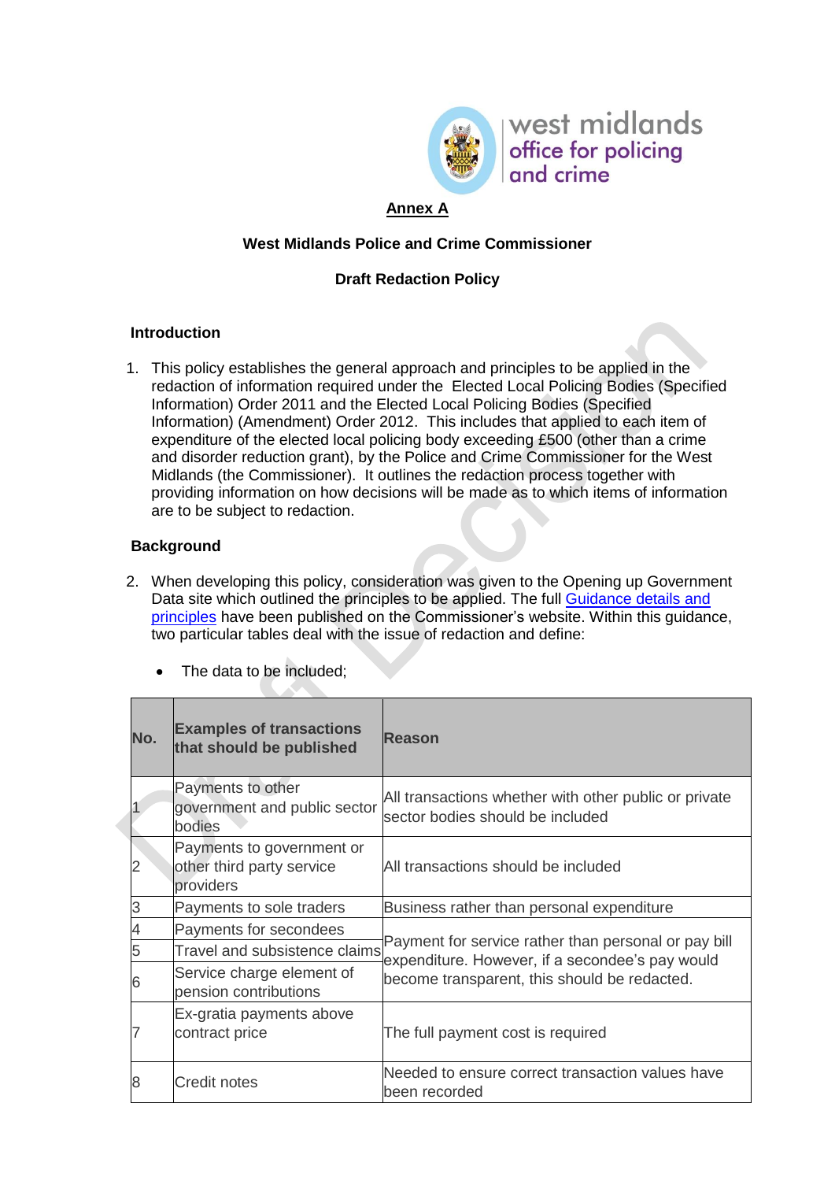**Annex A**

**West Midlands Police and Crime Commissioner**

**Draft Redaction Policy**

**Introduction**

1. This policy establishes the general approach and principles to be applied in the redaction of information required under the Elected Local Policing Bodies (Specified Information) Order 2011 and the Elected Local Policing Bodies (Specified Information) (Amendment) Order 2012. This includes that applied to each item of expenditure of the elected local policing body exceeding £500 (other than a crime and disorder reduction grant), by the Police and Crime Commissioner for the West Midlands (the Commissioner). It outlines the redaction process together with providing information on how decisions will be made as to which items of information are to be subject to redaction.

**Background**

2. When developing this policy, consideration was given to the Opening up Government Data site which outlined the principles to be applied. The full [Guidance details and principles] have been published on the Commissioner's website. Within this guidance, two particular tables deal with the issue of redaction and define:

- The data to be included;

| No. | Examples of transactions that should be published | Reason |
|---|---|---|
| 1 | Payments to other government and public sector bodies | All transactions whether with other public or private sector bodies should be included |
| 2 | Payments to government or other third party service providers | All transactions should be included |
| 3 | Payments to sole traders | Business rather than personal expenditure |
| 4 | Payments for secondees | Payment for service rather than personal or pay bill expenditure. However, if a secondee's pay would become transparent, this should be redacted. |
| 5 | Travel and subsistence claims | |
| 6 | Service charge element of pension contributions | |
| 7 | Ex-gratia payments above contract price | The full payment cost is required |
| 8 | Credit notes | Needed to ensure correct transaction values have been recorded |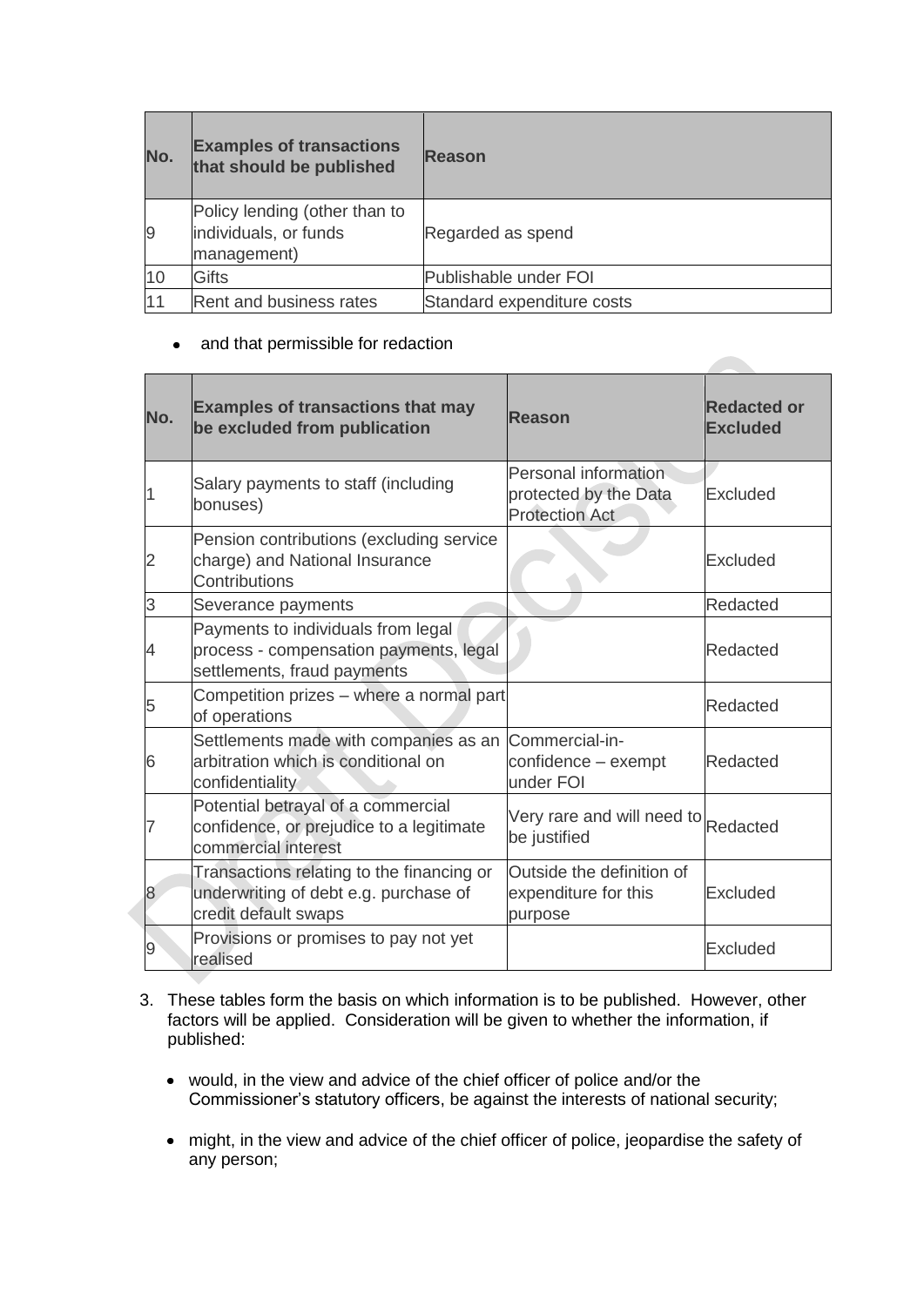| No. | Examples of transactions that should be published | Reason |
|---|---|---|
| 9 | Policy lending (other than to individuals, or funds management) | Regarded as spend |
| 10 | Gifts | Publishable under FOI |
| 11 | Rent and business rates | Standard expenditure costs |

- and that permissible for redaction

| No. | Examples of transactions that may be excluded from publication | Reason | Redacted or Excluded |
|---|---|---|---|
| 1 | Salary payments to staff (including bonuses) | Personal information protected by the Data Protection Act | Excluded |
| 2 | Pension contributions (excluding service charge) and National Insurance Contributions | | Excluded |
| 3 | Severance payments | | Redacted |
| 4 | Payments to individuals from legal process - compensation payments, legal settlements, fraud payments | | Redacted |
| 5 | Competition prizes – where a normal part of operations | | Redacted |
| 6 | Settlements made with companies as an arbitration which is conditional on confidentiality | Commercial-in-confidence – exempt under FOI | Redacted |
| 7 | Potential betrayal of a commercial confidence, or prejudice to a legitimate commercial interest | Very rare and will need to be justified | Redacted |
| 8 | Transactions relating to the financing or underwriting of debt e.g. purchase of credit default swaps | Outside the definition of expenditure for this purpose | Excluded |
| 9 | Provisions or promises to pay not yet realised | | Excluded |

3. These tables form the basis on which information is to be published. However, other factors will be applied. Consideration will be given to whether the information, if published:

   - would, in the view and advice of the chief officer of police and/or the Commissioner's statutory officers, be against the interests of national security;

   - might, in the view and advice of the chief officer of police, jeopardise the safety of any person;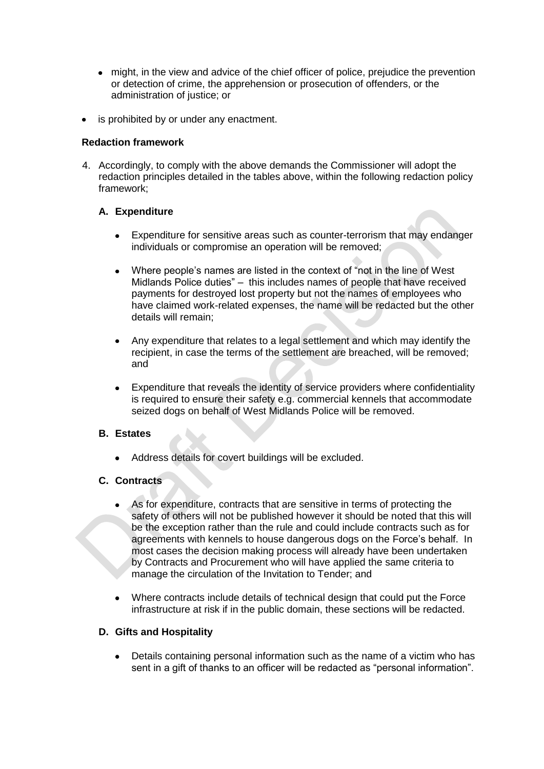- might, in the view and advice of the chief officer of police, prejudice the prevention or detection of crime, the apprehension or prosecution of offenders, or the administration of justice; or

- is prohibited by or under any enactment.

**Redaction framework**

4. Accordingly, to comply with the above demands the Commissioner will adopt the redaction principles detailed in the tables above, within the following redaction policy framework;

   **A. Expenditure**

   - Expenditure for sensitive areas such as counter-terrorism that may endanger individuals or compromise an operation will be removed;

   - Where people's names are listed in the context of "not in the line of West Midlands Police duties" – this includes names of people that have received payments for destroyed lost property but not the names of employees who have claimed work-related expenses, the name will be redacted but the other details will remain;

   - Any expenditure that relates to a legal settlement and which may identify the recipient, in case the terms of the settlement are breached, will be removed; and

   - Expenditure that reveals the identity of service providers where confidentiality is required to ensure their safety e.g. commercial kennels that accommodate seized dogs on behalf of West Midlands Police will be removed.

   **B. Estates**

   - Address details for covert buildings will be excluded.

   **C. Contracts**

   - As for expenditure, contracts that are sensitive in terms of protecting the safety of others will not be published however it should be noted that this will be the exception rather than the rule and could include contracts such as for agreements with kennels to house dangerous dogs on the Force's behalf. In most cases the decision making process will already have been undertaken by Contracts and Procurement who will have applied the same criteria to manage the circulation of the Invitation to Tender; and

   - Where contracts include details of technical design that could put the Force infrastructure at risk if in the public domain, these sections will be redacted.

   **D. Gifts and Hospitality**

   - Details containing personal information such as the name of a victim who has sent in a gift of thanks to an officer will be redacted as "personal information".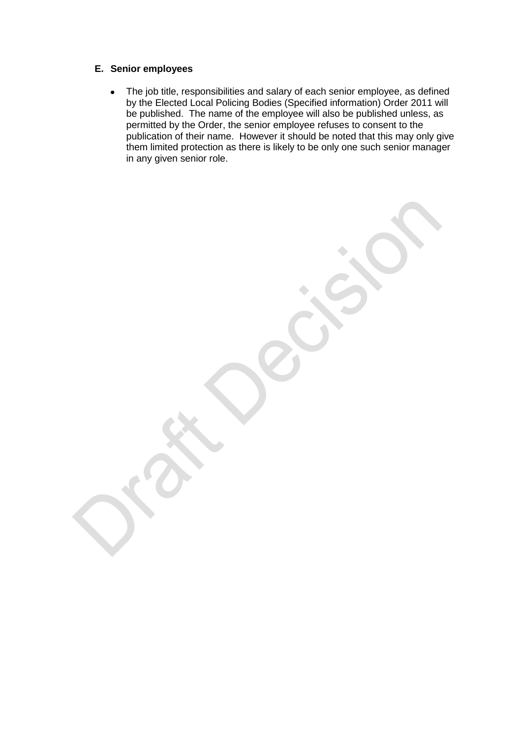### E. Senior employees

- The job title, responsibilities and salary of each senior employee, as defined by the Elected Local Policing Bodies (Specified information) Order 2011 will be published. The name of the employee will also be published unless, as permitted by the Order, the senior employee refuses to consent to the publication of their name. However it should be noted that this may only give them limited protection as there is likely to be only one such senior manager in any given senior role.